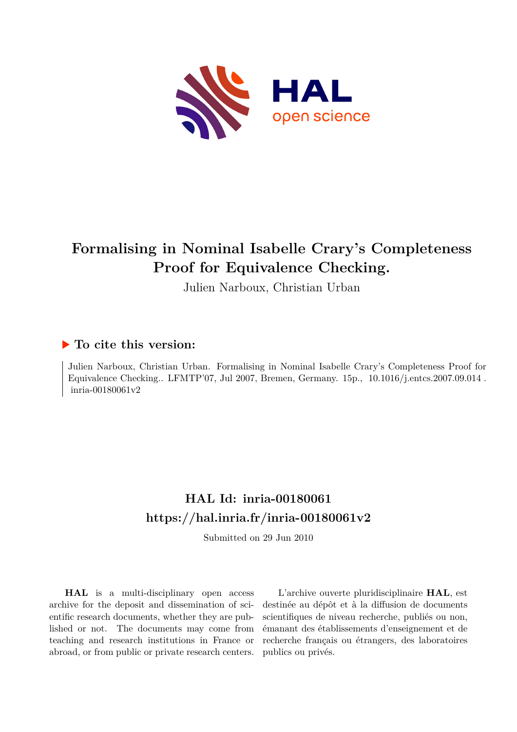# Formalising in Nominal Isabelle Crary's Completeness Proof for Equivalence Checking.

Julien Narboux, Christian Urban

### ▶ To cite this version:

Julien Narboux, Christian Urban. Formalising in Nominal Isabelle Crary's Completeness Proof for Equivalence Checking.. LFMTP'07, Jul 2007, Bremen, Germany. 15p., 10.1016/j.entcs.2007.09.014 . inria-00180061v2

## HAL Id: inria-00180061
## https://hal.inria.fr/inria-00180061v2

Submitted on 29 Jun 2010

**HAL** is a multi-disciplinary open access archive for the deposit and dissemination of scientific research documents, whether they are published or not. The documents may come from teaching and research institutions in France or abroad, or from public or private research centers.

L'archive ouverte pluridisciplinaire **HAL**, est destinée au dépôt et à la diffusion de documents scientifiques de niveau recherche, publiés ou non, émanant des établissements d'enseignement et de recherche français ou étrangers, des laboratoires publics ou privés.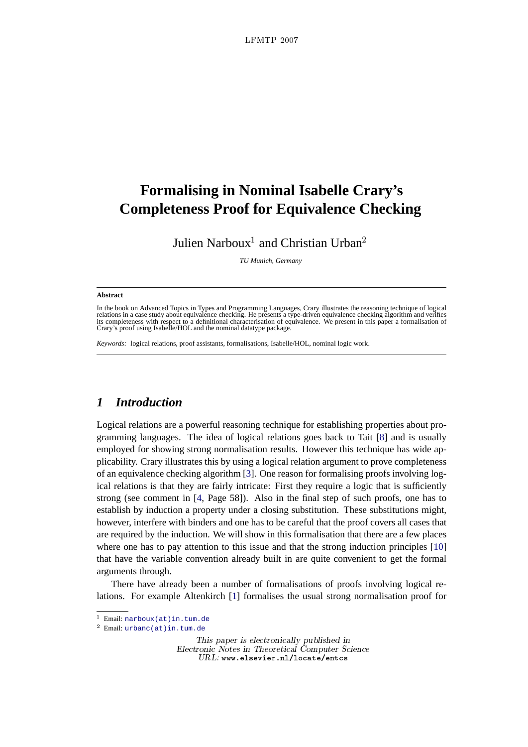# Formalising in Nominal Isabelle Crary's Completeness Proof for Equivalence Checking

Julien Narboux[1] and Christian Urban[2]

*TU Munich, Germany*

---

**Abstract**

In the book on Advanced Topics in Types and Programming Languages, Crary illustrates the reasoning technique of logical relations in a case study about equivalence checking. He presents a type-driven equivalence checking algorithm and verifies its completeness with respect to a definitional characterisation of equivalence. We present in this paper a formalisation of Crary's proof using Isabelle/HOL and the nominal datatype package.

*Keywords:* logical relations, proof assistants, formalisations, Isabelle/HOL, nominal logic work.

---

## 1 Introduction

Logical relations are a powerful reasoning technique for establishing properties about programming languages. The idea of logical relations goes back to Tait [8] and is usually employed for showing strong normalisation results. However this technique has wide applicability. Crary illustrates this by using a logical relation argument to prove completeness of an equivalence checking algorithm [3]. One reason for formalising proofs involving logical relations is that they are fairly intricate: First they require a logic that is sufficiently strong (see comment in [4, Page 58]). Also in the final step of such proofs, one has to establish by induction a property under a closing substitution. These substitutions might, however, interfere with binders and one has to be careful that the proof covers all cases that are required by the induction. We will show in this formalisation that there are a few places where one has to pay attention to this issue and that the strong induction principles [10] that have the variable convention already built in are quite convenient to get the formal arguments through.

There have already been a number of formalisations of proofs involving logical relations. For example Altenkirch [1] formalises the usual strong normalisation proof for

---

[1] Email: narboux(at)in.tum.de

[2] Email: urbanc(at)in.tum.de

This paper is electronically published in
Electronic Notes in Theoretical Computer Science
URL: www.elsevier.nl/locate/entcs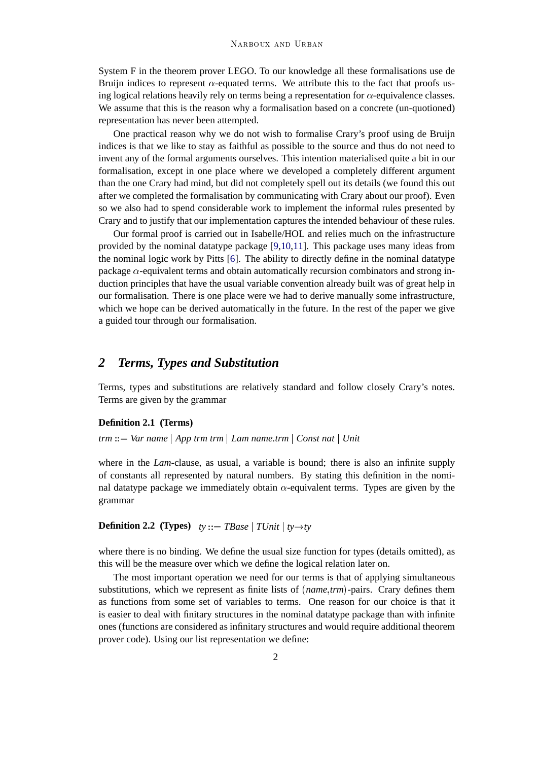System F in the theorem prover LEGO. To our knowledge all these formalisations use de Bruijn indices to represent $\alpha$-equated terms. We attribute this to the fact that proofs using logical relations heavily rely on terms being a representation for $\alpha$-equivalence classes. We assume that this is the reason why a formalisation based on a concrete (un-quotioned) representation has never been attempted.

One practical reason why we do not wish to formalise Crary's proof using de Bruijn indices is that we like to stay as faithful as possible to the source and thus do not need to invent any of the formal arguments ourselves. This intention materialised quite a bit in our formalisation, except in one place where we developed a completely different argument than the one Crary had mind, but did not completely spell out its details (we found this out after we completed the formalisation by communicating with Crary about our proof). Even so we also had to spend considerable work to implement the informal rules presented by Crary and to justify that our implementation captures the intended behaviour of these rules.

Our formal proof is carried out in Isabelle/HOL and relies much on the infrastructure provided by the nominal datatype package [9,10,11]. This package uses many ideas from the nominal logic work by Pitts [6]. The ability to directly define in the nominal datatype package $\alpha$-equivalent terms and obtain automatically recursion combinators and strong induction principles that have the usual variable convention already built was of great help in our formalisation. There is one place were we had to derive manually some infrastructure, which we hope can be derived automatically in the future. In the rest of the paper we give a guided tour through our formalisation.

## 2 Terms, Types and Substitution

Terms, types and substitutions are relatively standard and follow closely Crary's notes. Terms are given by the grammar

**Definition 2.1 (Terms)**

*trm* ::= *Var name* | *App trm trm* | *Lam name.trm* | *Const nat* | *Unit*

where in the *Lam*-clause, as usual, a variable is bound; there is also an infinite supply of constants all represented by natural numbers. By stating this definition in the nominal datatype package we immediately obtain $\alpha$-equivalent terms. Types are given by the grammar

**Definition 2.2 (Types)** *ty* ::= *TBase* | *TUnit* | *ty*→*ty*

where there is no binding. We define the usual size function for types (details omitted), as this will be the measure over which we define the logical relation later on.

The most important operation we need for our terms is that of applying simultaneous substitutions, which we represent as finite lists of (*name*,*trm*)-pairs. Crary defines them as functions from some set of variables to terms. One reason for our choice is that it is easier to deal with finitary structures in the nominal datatype package than with infinite ones (functions are considered as infinitary structures and would require additional theorem prover code). Using our list representation we define: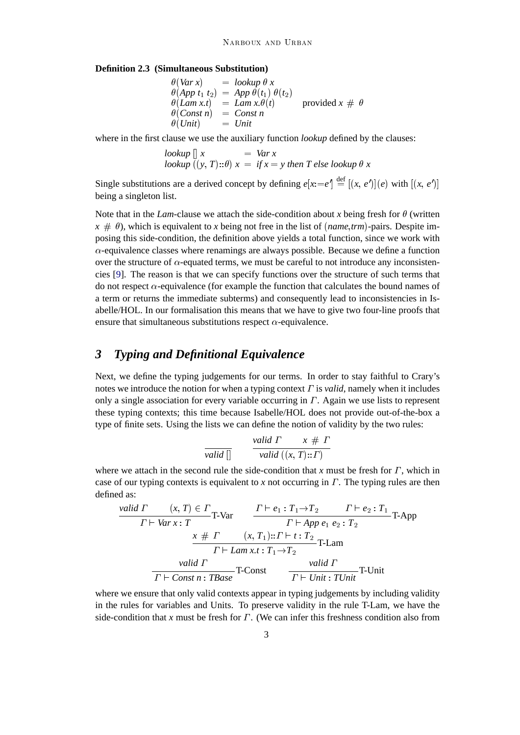**Definition 2.3 (Simultaneous Substitution)**

$$
\begin{array}{lcll}
\theta(\mathit{Var}\ x) & = & \mathit{lookup}\ \theta\ x & \\
\theta(\mathit{App}\ t_1\ t_2) & = & \mathit{App}\ \theta(t_1)\ \theta(t_2) & \\
\theta(\mathit{Lam}\ x.t) & = & \mathit{Lam}\ x.\theta(t) & \text{provided } x \ \#\ \theta \\
\theta(\mathit{Const}\ n) & = & \mathit{Const}\ n & \\
\theta(\mathit{Unit}) & = & \mathit{Unit} &
\end{array}
$$

where in the first clause we use the auxiliary function *lookup* defined by the clauses:

$$
\begin{array}{lcl}
\mathit{lookup}\ []\ x & = & \mathit{Var}\ x \\
\mathit{lookup}\ ((y, T){::}\theta)\ x & = & \mathit{if}\ x = y\ \mathit{then}\ T\ \mathit{else}\ \mathit{lookup}\ \theta\ x
\end{array}
$$

Single substitutions are a derived concept by defining $e[x{:=}e'] \stackrel{\text{def}}{=} [(x, e')](e)$ with $[(x, e')]$ being a singleton list.

Note that in the *Lam*-clause we attach the side-condition about $x$ being fresh for $\theta$ (written $x \ \#\ \theta$), which is equivalent to $x$ being not free in the list of $(\mathit{name},\mathit{trm})$-pairs. Despite imposing this side-condition, the definition above yields a total function, since we work with $\alpha$-equivalence classes where renamings are always possible. Because we define a function over the structure of $\alpha$-equated terms, we must be careful to not introduce any inconsistencies [9]. The reason is that we can specify functions over the structure of such terms that do not respect $\alpha$-equivalence (for example the function that calculates the bound names of a term or returns the immediate subterms) and consequently lead to inconsistencies in Isabelle/HOL. In our formalisation this means that we have to give two four-line proofs that ensure that simultaneous substitutions respect $\alpha$-equivalence.

## 3 Typing and Definitional Equivalence

Next, we define the typing judgements for our terms. In order to stay faithful to Crary's notes we introduce the notion for when a typing context $\Gamma$ is *valid*, namely when it includes only a single association for every variable occurring in $\Gamma$. Again we use lists to represent these typing contexts; this time because Isabelle/HOL does not provide out-of-the-box a type of finite sets. Using the lists we can define the notion of validity by the two rules:

$$
\frac{}{\mathit{valid}\ []} \qquad \frac{\mathit{valid}\ \Gamma \qquad x \ \#\ \Gamma}{\mathit{valid}\ ((x, T){::}\Gamma)}
$$

where we attach in the second rule the side-condition that $x$ must be fresh for $\Gamma$, which in case of our typing contexts is equivalent to $x$ not occurring in $\Gamma$. The typing rules are then defined as:

$$
\frac{\mathit{valid}\ \Gamma \qquad (x, T) \in \Gamma}{\Gamma \vdash \mathit{Var}\ x : T}\text{T-Var} \qquad \frac{\Gamma \vdash e_1 : T_1 \to T_2 \qquad \Gamma \vdash e_2 : T_1}{\Gamma \vdash \mathit{App}\ e_1\ e_2 : T_2}\text{T-App}
$$

$$
\frac{x \ \#\ \Gamma \qquad (x, T_1){::}\Gamma \vdash t : T_2}{\Gamma \vdash \mathit{Lam}\ x.t : T_1 \to T_2}\text{T-Lam}
$$

$$
\frac{\mathit{valid}\ \Gamma}{\Gamma \vdash \mathit{Const}\ n : \mathit{TBase}}\text{T-Const} \qquad \frac{\mathit{valid}\ \Gamma}{\Gamma \vdash \mathit{Unit} : \mathit{TUnit}}\text{T-Unit}
$$

where we ensure that only valid contexts appear in typing judgements by including validity in the rules for variables and Units. To preserve validity in the rule T-Lam, we have the side-condition that $x$ must be fresh for $\Gamma$. (We can infer this freshness condition also from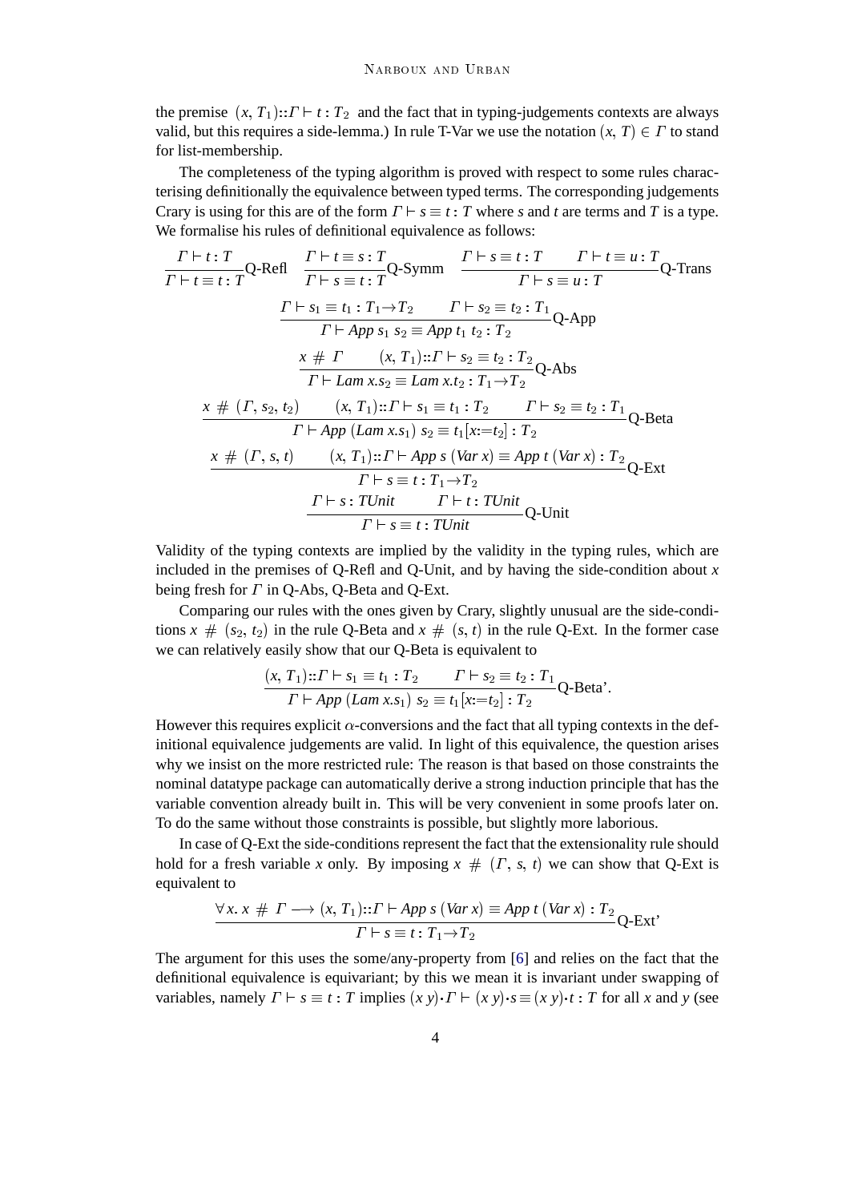the premise $(x, T_1)::\Gamma \vdash t : T_2$ and the fact that in typing-judgements contexts are always valid, but this requires a side-lemma.) In rule T-Var we use the notation $(x, T) \in \Gamma$ to stand for list-membership.

The completeness of the typing algorithm is proved with respect to some rules characterising definitionally the equivalence between typed terms. The corresponding judgements Crary is using for this are of the form $\Gamma \vdash s \equiv t : T$ where $s$ and $t$ are terms and $T$ is a type. We formalise his rules of definitional equivalence as follows:

$$\frac{\Gamma \vdash t : T}{\Gamma \vdash t \equiv t : T}\text{Q-Refl} \quad \frac{\Gamma \vdash t \equiv s : T}{\Gamma \vdash s \equiv t : T}\text{Q-Symm} \quad \frac{\Gamma \vdash s \equiv t : T \qquad \Gamma \vdash t \equiv u : T}{\Gamma \vdash s \equiv u : T}\text{Q-Trans}$$

$$\frac{\Gamma \vdash s_1 \equiv t_1 : T_1 \to T_2 \qquad \Gamma \vdash s_2 \equiv t_2 : T_1}{\Gamma \vdash App\ s_1\ s_2 \equiv App\ t_1\ t_2 : T_2}\text{Q-App}$$

$$\frac{x \ \#\ \Gamma \qquad (x, T_1)::\Gamma \vdash s_2 \equiv t_2 : T_2}{\Gamma \vdash Lam\ x.s_2 \equiv Lam\ x.t_2 : T_1 \to T_2}\text{Q-Abs}$$

$$\frac{x \ \#\ (\Gamma, s_2, t_2) \qquad (x, T_1)::\Gamma \vdash s_1 \equiv t_1 : T_2 \qquad \Gamma \vdash s_2 \equiv t_2 : T_1}{\Gamma \vdash App\ (Lam\ x.s_1)\ s_2 \equiv t_1[x{:=}t_2] : T_2}\text{Q-Beta}$$

$$\frac{x \ \#\ (\Gamma, s, t) \qquad (x, T_1)::\Gamma \vdash App\ s\ (Var\ x) \equiv App\ t\ (Var\ x) : T_2}{\Gamma \vdash s \equiv t : T_1 \to T_2}\text{Q-Ext}$$

$$\frac{\Gamma \vdash s : TUnit \qquad \Gamma \vdash t : TUnit}{\Gamma \vdash s \equiv t : TUnit}\text{Q-Unit}$$

Validity of the typing contexts are implied by the validity in the typing rules, which are included in the premises of Q-Refl and Q-Unit, and by having the side-condition about $x$ being fresh for $\Gamma$ in Q-Abs, Q-Beta and Q-Ext.

Comparing our rules with the ones given by Crary, slightly unusual are the side-conditions $x \ \#\ (s_2, t_2)$ in the rule Q-Beta and $x \ \#\ (s, t)$ in the rule Q-Ext. In the former case we can relatively easily show that our Q-Beta is equivalent to

$$\frac{(x, T_1)::\Gamma \vdash s_1 \equiv t_1 : T_2 \qquad \Gamma \vdash s_2 \equiv t_2 : T_1}{\Gamma \vdash App\ (Lam\ x.s_1)\ s_2 \equiv t_1[x{:=}t_2] : T_2}\text{Q-Beta'}.$$

However this requires explicit $\alpha$-conversions and the fact that all typing contexts in the definitional equivalence judgements are valid. In light of this equivalence, the question arises why we insist on the more restricted rule: The reason is that based on those constraints the nominal datatype package can automatically derive a strong induction principle that has the variable convention already built in. This will be very convenient in some proofs later on. To do the same without those constraints is possible, but slightly more laborious.

In case of Q-Ext the side-conditions represent the fact that the extensionality rule should hold for a fresh variable $x$ only. By imposing $x \ \#\ (\Gamma, s, t)$ we can show that Q-Ext is equivalent to

$$\frac{\forall x.\ x \ \#\ \Gamma \longrightarrow (x, T_1)::\Gamma \vdash App\ s\ (Var\ x) \equiv App\ t\ (Var\ x) : T_2}{\Gamma \vdash s \equiv t : T_1 \to T_2}\text{Q-Ext'}$$

The argument for this uses the some/any-property from [6] and relies on the fact that the definitional equivalence is equivariant; by this we mean it is invariant under swapping of variables, namely $\Gamma \vdash s \equiv t : T$ implies $(x\ y)\cdot\Gamma \vdash (x\ y)\cdot s \equiv (x\ y)\cdot t : T$ for all $x$ and $y$ (see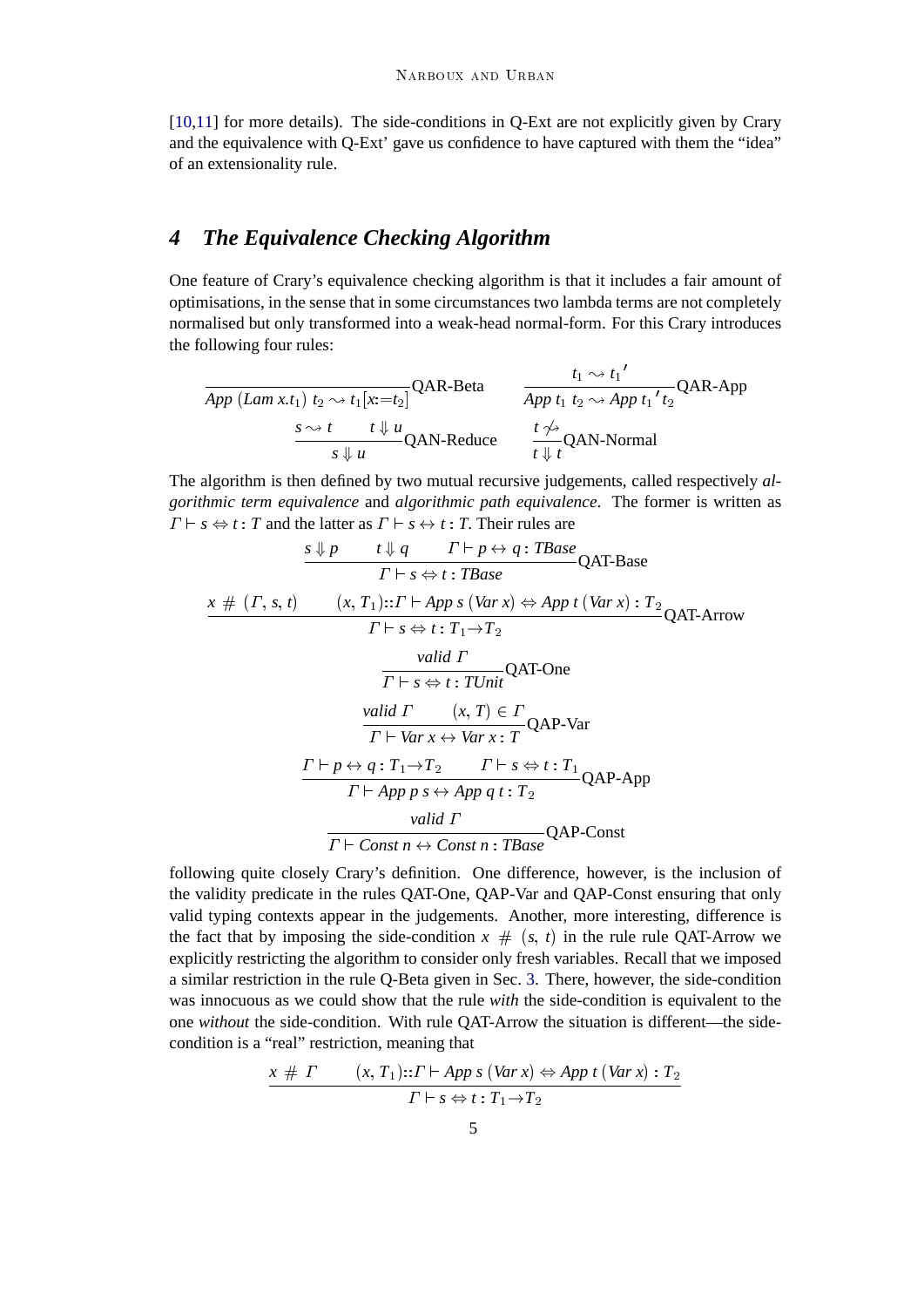[10,11] for more details). The side-conditions in Q-Ext are not explicitly given by Crary and the equivalence with Q-Ext' gave us confidence to have captured with them the "idea" of an extensionality rule.

## 4 The Equivalence Checking Algorithm

One feature of Crary's equivalence checking algorithm is that it includes a fair amount of optimisations, in the sense that in some circumstances two lambda terms are not completely normalised but only transformed into a weak-head normal-form. For this Crary introduces the following four rules:

$$\frac{}{App\ (Lam\ x.t_1)\ t_2 \rightsquigarrow t_1[x{:=}t_2]}\text{QAR-Beta} \qquad \frac{t_1 \rightsquigarrow t_1{}'}{App\ t_1\ t_2 \rightsquigarrow App\ t_1{}'\ t_2}\text{QAR-App}$$

$$\frac{s \rightsquigarrow t \qquad t \Downarrow u}{s \Downarrow u}\text{QAN-Reduce} \qquad \frac{t \not\rightsquigarrow}{t \Downarrow t}\text{QAN-Normal}$$

The algorithm is then defined by two mutual recursive judgements, called respectively *algorithmic term equivalence* and *algorithmic path equivalence*. The former is written as $\Gamma \vdash s \Leftrightarrow t : T$ and the latter as $\Gamma \vdash s \leftrightarrow t : T$. Their rules are

$$\frac{s \Downarrow p \qquad t \Downarrow q \qquad \Gamma \vdash p \leftrightarrow q : TBase}{\Gamma \vdash s \Leftrightarrow t : TBase}\text{QAT-Base}$$

$$\frac{x \ \#\ (\Gamma, s, t) \qquad (x, T_1)::\Gamma \vdash App\ s\ (Var\ x) \Leftrightarrow App\ t\ (Var\ x) : T_2}{\Gamma \vdash s \Leftrightarrow t : T_1 \rightarrow T_2}\text{QAT-Arrow}$$

$$\frac{valid\ \Gamma}{\Gamma \vdash s \Leftrightarrow t : TUnit}\text{QAT-One}$$

$$\frac{valid\ \Gamma \qquad (x, T) \in \Gamma}{\Gamma \vdash Var\ x \leftrightarrow Var\ x : T}\text{QAP-Var}$$

$$\frac{\Gamma \vdash p \leftrightarrow q : T_1 \rightarrow T_2 \qquad \Gamma \vdash s \Leftrightarrow t : T_1}{\Gamma \vdash App\ p\ s \leftrightarrow App\ q\ t : T_2}\text{QAP-App}$$

$$\frac{valid\ \Gamma}{\Gamma \vdash Const\ n \leftrightarrow Const\ n : TBase}\text{QAP-Const}$$

following quite closely Crary's definition. One difference, however, is the inclusion of the validity predicate in the rules QAT-One, QAP-Var and QAP-Const ensuring that only valid typing contexts appear in the judgements. Another, more interesting, difference is the fact that by imposing the side-condition $x \ \#\ (s, t)$ in the rule rule QAT-Arrow we explicitly restricting the algorithm to consider only fresh variables. Recall that we imposed a similar restriction in the rule Q-Beta given in Sec. 3. There, however, the side-condition was innocuous as we could show that the rule *with* the side-condition is equivalent to the one *without* the side-condition. With rule QAT-Arrow the situation is different—the side-condition is a "real" restriction, meaning that

$$\frac{x \ \#\ \Gamma \qquad (x, T_1)::\Gamma \vdash App\ s\ (Var\ x) \Leftrightarrow App\ t\ (Var\ x) : T_2}{\Gamma \vdash s \Leftrightarrow t : T_1 \rightarrow T_2}$$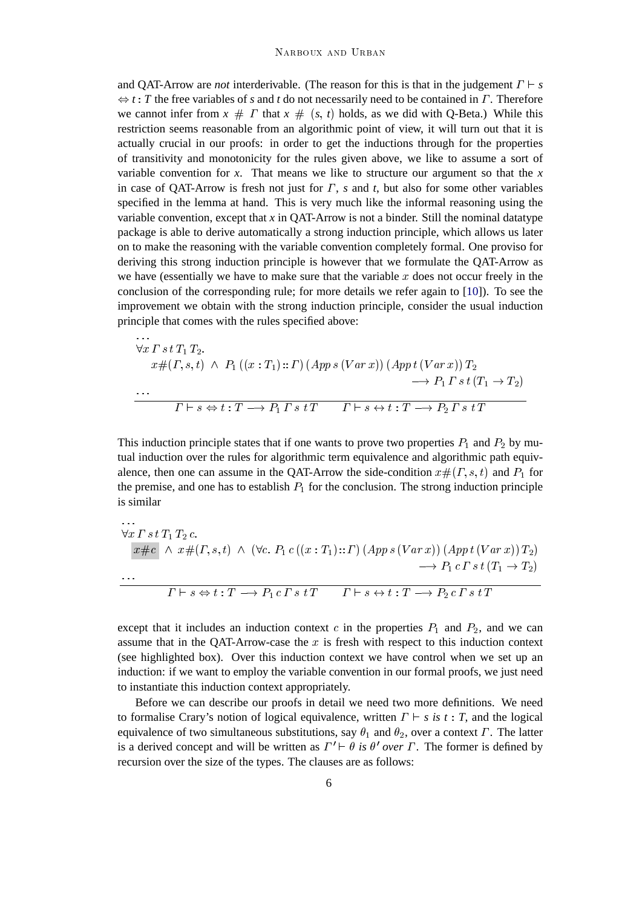and QAT-Arrow are *not* interderivable. (The reason for this is that in the judgement $\Gamma \vdash s \Leftrightarrow t : T$ the free variables of $s$ and $t$ do not necessarily need to be contained in $\Gamma$. Therefore we cannot infer from $x \;\#\; \Gamma$ that $x \;\#\; (s,\, t)$ holds, as we did with Q-Beta.) While this restriction seems reasonable from an algorithmic point of view, it will turn out that it is actually crucial in our proofs: in order to get the inductions through for the properties of transitivity and monotonicity for the rules given above, we like to assume a sort of variable convention for $x$. That means we like to structure our argument so that the $x$ in case of QAT-Arrow is fresh not just for $\Gamma$, $s$ and $t$, but also for some other variables specified in the lemma at hand. This is very much like the informal reasoning using the variable convention, except that $x$ in QAT-Arrow is not a binder. Still the nominal datatype package is able to derive automatically a strong induction principle, which allows us later on to make the reasoning with the variable convention completely formal. One proviso for deriving this strong induction principle is however that we formulate the QAT-Arrow as we have (essentially we have to make sure that the variable $x$ does not occur freely in the conclusion of the corresponding rule; for more details we refer again to [10]). To see the improvement we obtain with the strong induction principle, consider the usual induction principle that comes with the rules specified above:

$$\frac{\begin{array}{l} \ldots \\ \forall x\, \Gamma\, s\, t\, T_1\, T_2. \\ \quad x\#(\Gamma, s, t) \;\wedge\; P_1\,((x : T_1) :: \Gamma)\,(App\, s\,(Var\, x))\,(App\, t\,(Var\, x))\, T_2 \\ \hfill \longrightarrow P_1\, \Gamma\, s\, t\,(T_1 \to T_2) \\ \ldots \end{array}}{\Gamma \vdash s \Leftrightarrow t : T \longrightarrow P_1\, \Gamma\; s\; t\, T \qquad \Gamma \vdash s \leftrightarrow t : T \longrightarrow P_2\, \Gamma\; s\; t\, T}$$

This induction principle states that if one wants to prove two properties $P_1$ and $P_2$ by mutual induction over the rules for algorithmic term equivalence and algorithmic path equivalence, then one can assume in the QAT-Arrow the side-condition $x\#(\Gamma, s, t)$ and $P_1$ for the premise, and one has to establish $P_1$ for the conclusion. The strong induction principle is similar

$$\frac{\begin{array}{l} \ldots \\ \forall x\, \Gamma\, s\, t\, T_1\, T_2\, c. \\ \quad \boxed{x\#c} \;\wedge\; x\#(\Gamma, s, t) \;\wedge\; (\forall c.\; P_1\, c\,((x : T_1) :: \Gamma)\,(App\, s\,(Var\, x))\,(App\, t\,(Var\, x))\, T_2) \\ \hfill \longrightarrow P_1\, c\, \Gamma\, s\, t\,(T_1 \to T_2) \\ \ldots \end{array}}{\Gamma \vdash s \Leftrightarrow t : T \longrightarrow P_1\, c\, \Gamma\; s\; t\, T \qquad \Gamma \vdash s \leftrightarrow t : T \longrightarrow P_2\, c\, \Gamma\; s\; t\, T}$$

except that it includes an induction context $c$ in the properties $P_1$ and $P_2$, and we can assume that in the QAT-Arrow-case the $x$ is fresh with respect to this induction context (see highlighted box). Over this induction context we have control when we set up an induction: if we want to employ the variable convention in our formal proofs, we just need to instantiate this induction context appropriately.

Before we can describe our proofs in detail we need two more definitions. We need to formalise Crary's notion of logical equivalence, written $\Gamma \vdash s$ *is* $t : T$, and the logical equivalence of two simultaneous substitutions, say $\theta_1$ and $\theta_2$, over a context $\Gamma$. The latter is a derived concept and will be written as $\Gamma' \vdash \theta$ *is* $\theta'$ *over* $\Gamma$. The former is defined by recursion over the size of the types. The clauses are as follows: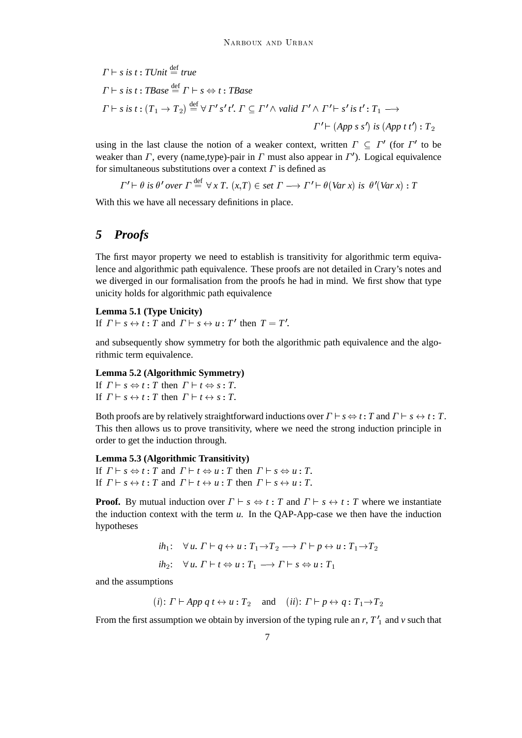$$\Gamma \vdash s \ is \ t : TUnit \stackrel{\text{def}}{=} true$$

$$\Gamma \vdash s \ is \ t : TBase \stackrel{\text{def}}{=} \Gamma \vdash s \Leftrightarrow t : TBase$$

$$\Gamma \vdash s \ is \ t : (T_1 \to T_2) \stackrel{\text{def}}{=} \forall \Gamma' \, s' \, t'. \ \Gamma \subseteq \Gamma' \wedge valid \ \Gamma' \wedge \Gamma' \vdash s' \ is \ t' : T_1 \longrightarrow \Gamma' \vdash (App \ s \ s') \ is \ (App \ t \ t') : T_2$$

using in the last clause the notion of a weaker context, written $\Gamma \subseteq \Gamma'$ (for $\Gamma'$ to be weaker than $\Gamma$, every (name,type)-pair in $\Gamma$ must also appear in $\Gamma'$). Logical equivalence for simultaneous substitutions over a context $\Gamma$ is defined as

$$\Gamma' \vdash \theta \ is \ \theta' \ over \ \Gamma \stackrel{\text{def}}{=} \forall x \ T. \ (x,T) \in set \ \Gamma \longrightarrow \Gamma' \vdash \theta(Var \ x) \ is \ \theta'(Var \ x) : T$$

With this we have all necessary definitions in place.

## 5 Proofs

The first mayor property we need to establish is transitivity for algorithmic term equivalence and algorithmic path equivalence. These proofs are not detailed in Crary's notes and we diverged in our formalisation from the proofs he had in mind. We first show that type unicity holds for algorithmic path equivalence

**Lemma 5.1 (Type Unicity)**
If $\Gamma \vdash s \leftrightarrow t : T$ and $\Gamma \vdash s \leftrightarrow u : T'$ then $T = T'$.

and subsequently show symmetry for both the algorithmic path equivalence and the algorithmic term equivalence.

**Lemma 5.2 (Algorithmic Symmetry)**
If $\Gamma \vdash s \Leftrightarrow t : T$ then $\Gamma \vdash t \Leftrightarrow s : T$.
If $\Gamma \vdash s \leftrightarrow t : T$ then $\Gamma \vdash t \leftrightarrow s : T$.

Both proofs are by relatively straightforward inductions over $\Gamma \vdash s \Leftrightarrow t : T$ and $\Gamma \vdash s \leftrightarrow t : T$. This then allows us to prove transitivity, where we need the strong induction principle in order to get the induction through.

**Lemma 5.3 (Algorithmic Transitivity)**
If $\Gamma \vdash s \Leftrightarrow t : T$ and $\Gamma \vdash t \Leftrightarrow u : T$ then $\Gamma \vdash s \Leftrightarrow u : T$.
If $\Gamma \vdash s \leftrightarrow t : T$ and $\Gamma \vdash t \leftrightarrow u : T$ then $\Gamma \vdash s \leftrightarrow u : T$.

**Proof.** By mutual induction over $\Gamma \vdash s \Leftrightarrow t : T$ and $\Gamma \vdash s \leftrightarrow t : T$ where we instantiate the induction context with the term $u$. In the QAP-App-case we then have the induction hypotheses

$$ih_1: \quad \forall u. \ \Gamma \vdash q \leftrightarrow u : T_1 \to T_2 \longrightarrow \Gamma \vdash p \leftrightarrow u : T_1 \to T_2$$

$$ih_2: \quad \forall u. \ \Gamma \vdash t \Leftrightarrow u : T_1 \longrightarrow \Gamma \vdash s \Leftrightarrow u : T_1$$

and the assumptions

$$(i): \ \Gamma \vdash App \ q \ t \leftrightarrow u : T_2 \quad \text{and} \quad (ii): \ \Gamma \vdash p \leftrightarrow q : T_1 \to T_2$$

From the first assumption we obtain by inversion of the typing rule an $r$, $T'_1$ and $v$ such that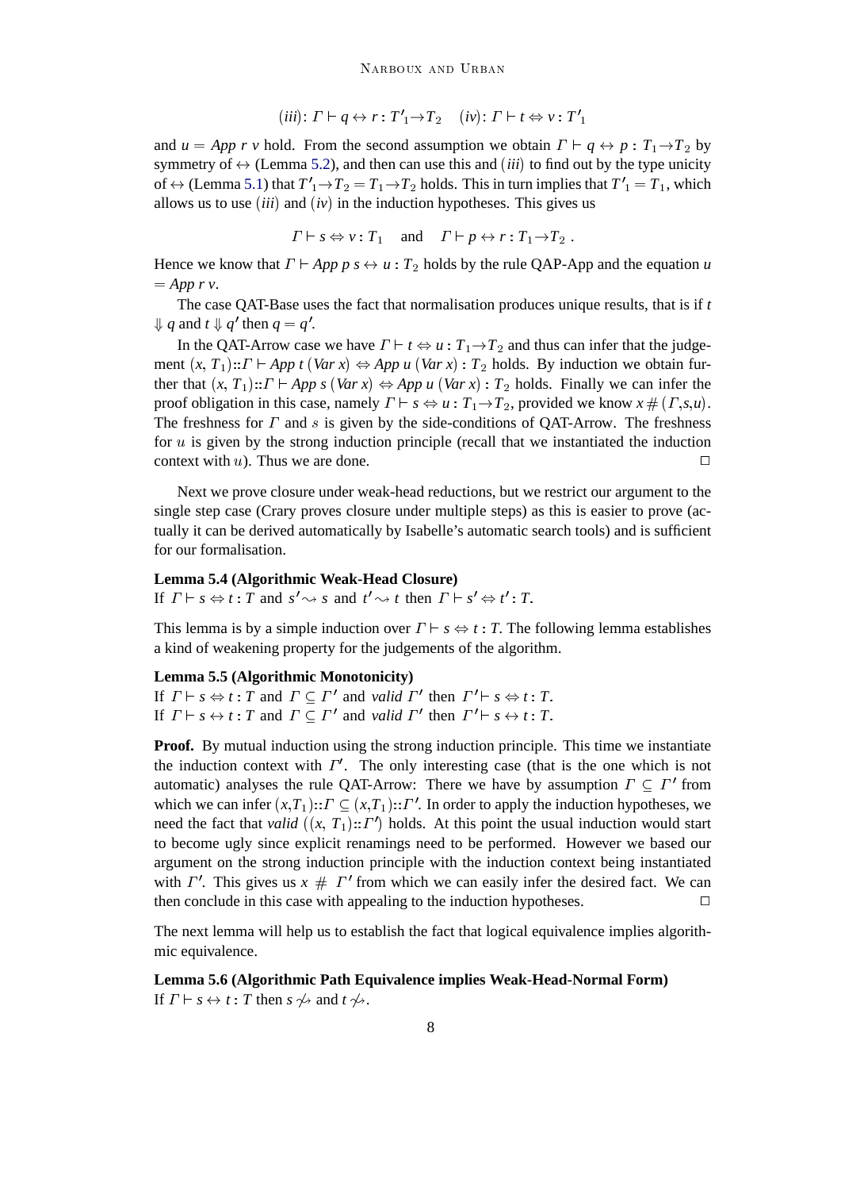$$(iii)\colon \Gamma \vdash q \leftrightarrow r : {T'}_1 {\rightarrow} T_2 \quad (iv)\colon \Gamma \vdash t \Leftrightarrow v : {T'}_1$$

and $u = App\ r\ v$ hold. From the second assumption we obtain $\Gamma \vdash q \leftrightarrow p : T_1 {\rightarrow} T_2$ by symmetry of $\leftrightarrow$ (Lemma 5.2), and then can use this and $(iii)$ to find out by the type unicity of $\leftrightarrow$ (Lemma 5.1) that ${T'}_1 {\rightarrow} T_2 = T_1 {\rightarrow} T_2$ holds. This in turn implies that ${T'}_1 = T_1$, which allows us to use $(iii)$ and $(iv)$ in the induction hypotheses. This gives us

$$\Gamma \vdash s \Leftrightarrow v : T_1 \quad \text{and} \quad \Gamma \vdash p \leftrightarrow r : T_1 {\rightarrow} T_2\ .$$

Hence we know that $\Gamma \vdash App\ p\ s \leftrightarrow u : T_2$ holds by the rule QAP-App and the equation $u = App\ r\ v$.

The case QAT-Base uses the fact that normalisation produces unique results, that is if $t \Downarrow q$ and $t \Downarrow q'$ then $q = q'$.

In the QAT-Arrow case we have $\Gamma \vdash t \Leftrightarrow u : T_1 {\rightarrow} T_2$ and thus can infer that the judgement $(x, T_1){::}\Gamma \vdash App\ t\ (Var\ x) \Leftrightarrow App\ u\ (Var\ x) : T_2$ holds. By induction we obtain further that $(x, T_1){::}\Gamma \vdash App\ s\ (Var\ x) \Leftrightarrow App\ u\ (Var\ x) : T_2$ holds. Finally we can infer the proof obligation in this case, namely $\Gamma \vdash s \Leftrightarrow u : T_1 {\rightarrow} T_2$, provided we know $x \# (\Gamma, s, u)$. The freshness for $\Gamma$ and $s$ is given by the side-conditions of QAT-Arrow. The freshness for $u$ is given by the strong induction principle (recall that we instantiated the induction context with $u$). Thus we are done. □

Next we prove closure under weak-head reductions, but we restrict our argument to the single step case (Crary proves closure under multiple steps) as this is easier to prove (actually it can be derived automatically by Isabelle's automatic search tools) and is sufficient for our formalisation.

**Lemma 5.4 (Algorithmic Weak-Head Closure)**
If $\Gamma \vdash s \Leftrightarrow t : T$ and $s' \rightsquigarrow s$ and $t' \rightsquigarrow t$ then $\Gamma \vdash s' \Leftrightarrow t' : T$.

This lemma is by a simple induction over $\Gamma \vdash s \Leftrightarrow t : T$. The following lemma establishes a kind of weakening property for the judgements of the algorithm.

**Lemma 5.5 (Algorithmic Monotonicity)**
If $\Gamma \vdash s \Leftrightarrow t : T$ and $\Gamma \subseteq \Gamma'$ and *valid* $\Gamma'$ then $\Gamma' \vdash s \Leftrightarrow t : T$.
If $\Gamma \vdash s \leftrightarrow t : T$ and $\Gamma \subseteq \Gamma'$ and *valid* $\Gamma'$ then $\Gamma' \vdash s \leftrightarrow t : T$.

**Proof.** By mutual induction using the strong induction principle. This time we instantiate the induction context with $\Gamma'$. The only interesting case (that is the one which is not automatic) analyses the rule QAT-Arrow: There we have by assumption $\Gamma \subseteq \Gamma'$ from which we can infer $(x,T_1){::}\Gamma \subseteq (x,T_1){::}\Gamma'$. In order to apply the induction hypotheses, we need the fact that *valid* $((x, T_1){::}\Gamma')$ holds. At this point the usual induction would start to become ugly since explicit renamings need to be performed. However we based our argument on the strong induction principle with the induction context being instantiated with $\Gamma'$. This gives us $x \ \#\ \Gamma'$ from which we can easily infer the desired fact. We can then conclude in this case with appealing to the induction hypotheses. □

The next lemma will help us to establish the fact that logical equivalence implies algorithmic equivalence.

**Lemma 5.6 (Algorithmic Path Equivalence implies Weak-Head-Normal Form)**
If $\Gamma \vdash s \leftrightarrow t : T$ then $s \not\rightsquigarrow$ and $t \not\rightsquigarrow$.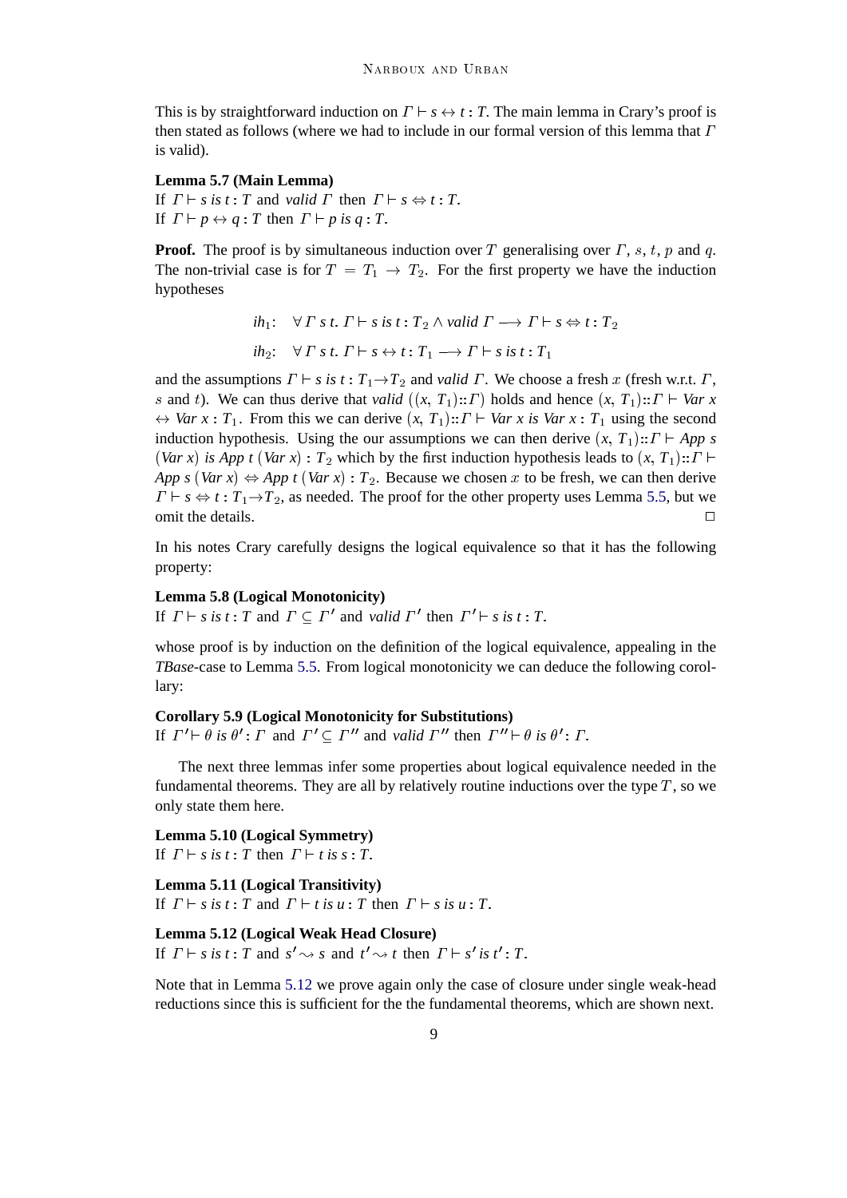This is by straightforward induction on $\Gamma \vdash s \leftrightarrow t : T$. The main lemma in Crary's proof is then stated as follows (where we had to include in our formal version of this lemma that $\Gamma$ is valid).

**Lemma 5.7 (Main Lemma)**
If $\Gamma \vdash s \textit{ is } t : T$ and *valid* $\Gamma$ then $\Gamma \vdash s \Leftrightarrow t : T$.
If $\Gamma \vdash p \leftrightarrow q : T$ then $\Gamma \vdash p \textit{ is } q : T$.

**Proof.** The proof is by simultaneous induction over $T$ generalising over $\Gamma$, $s$, $t$, $p$ and $q$. The non-trivial case is for $T = T_1 \rightarrow T_2$. For the first property we have the induction hypotheses

$$ih_1: \quad \forall\, \Gamma\ s\ t.\ \Gamma \vdash s \textit{ is } t : T_2 \wedge \textit{valid}\ \Gamma \longrightarrow \Gamma \vdash s \Leftrightarrow t : T_2$$

$$ih_2: \quad \forall\, \Gamma\ s\ t.\ \Gamma \vdash s \leftrightarrow t : T_1 \longrightarrow \Gamma \vdash s \textit{ is } t : T_1$$

and the assumptions $\Gamma \vdash s \textit{ is } t : T_1 \rightarrow T_2$ and *valid* $\Gamma$. We choose a fresh $x$ (fresh w.r.t. $\Gamma$, $s$ and $t$). We can thus derive that *valid* $((x, T_1)::\Gamma)$ holds and hence $(x, T_1)::\Gamma \vdash \textit{Var}\ x \leftrightarrow \textit{Var}\ x : T_1$. From this we can derive $(x, T_1)::\Gamma \vdash \textit{Var}\ x \textit{ is } \textit{Var}\ x : T_1$ using the second induction hypothesis. Using the our assumptions we can then derive $(x, T_1)::\Gamma \vdash \textit{App}\ s\ (\textit{Var}\ x) \textit{ is } \textit{App}\ t\ (\textit{Var}\ x) : T_2$ which by the first induction hypothesis leads to $(x, T_1)::\Gamma \vdash \textit{App}\ s\ (\textit{Var}\ x) \Leftrightarrow \textit{App}\ t\ (\textit{Var}\ x) : T_2$. Because we chosen $x$ to be fresh, we can then derive $\Gamma \vdash s \Leftrightarrow t : T_1 \rightarrow T_2$, as needed. The proof for the other property uses Lemma 5.5, but we omit the details. □

In his notes Crary carefully designs the logical equivalence so that it has the following property:

**Lemma 5.8 (Logical Monotonicity)**
If $\Gamma \vdash s \textit{ is } t : T$ and $\Gamma \subseteq \Gamma'$ and *valid* $\Gamma'$ then $\Gamma' \vdash s \textit{ is } t : T$.

whose proof is by induction on the definition of the logical equivalence, appealing in the *TBase*-case to Lemma 5.5. From logical monotonicity we can deduce the following corollary:

**Corollary 5.9 (Logical Monotonicity for Substitutions)**
If $\Gamma' \vdash \theta \textit{ is } \theta' : \Gamma$ and $\Gamma' \subseteq \Gamma''$ and *valid* $\Gamma''$ then $\Gamma'' \vdash \theta \textit{ is } \theta' : \Gamma$.

The next three lemmas infer some properties about logical equivalence needed in the fundamental theorems. They are all by relatively routine inductions over the type $T$, so we only state them here.

**Lemma 5.10 (Logical Symmetry)**
If $\Gamma \vdash s \textit{ is } t : T$ then $\Gamma \vdash t \textit{ is } s : T$.

**Lemma 5.11 (Logical Transitivity)**
If $\Gamma \vdash s \textit{ is } t : T$ and $\Gamma \vdash t \textit{ is } u : T$ then $\Gamma \vdash s \textit{ is } u : T$.

**Lemma 5.12 (Logical Weak Head Closure)**
If $\Gamma \vdash s \textit{ is } t : T$ and $s' \rightsquigarrow s$ and $t' \rightsquigarrow t$ then $\Gamma \vdash s' \textit{ is } t' : T$.

Note that in Lemma 5.12 we prove again only the case of closure under single weak-head reductions since this is sufficient for the the fundamental theorems, which are shown next.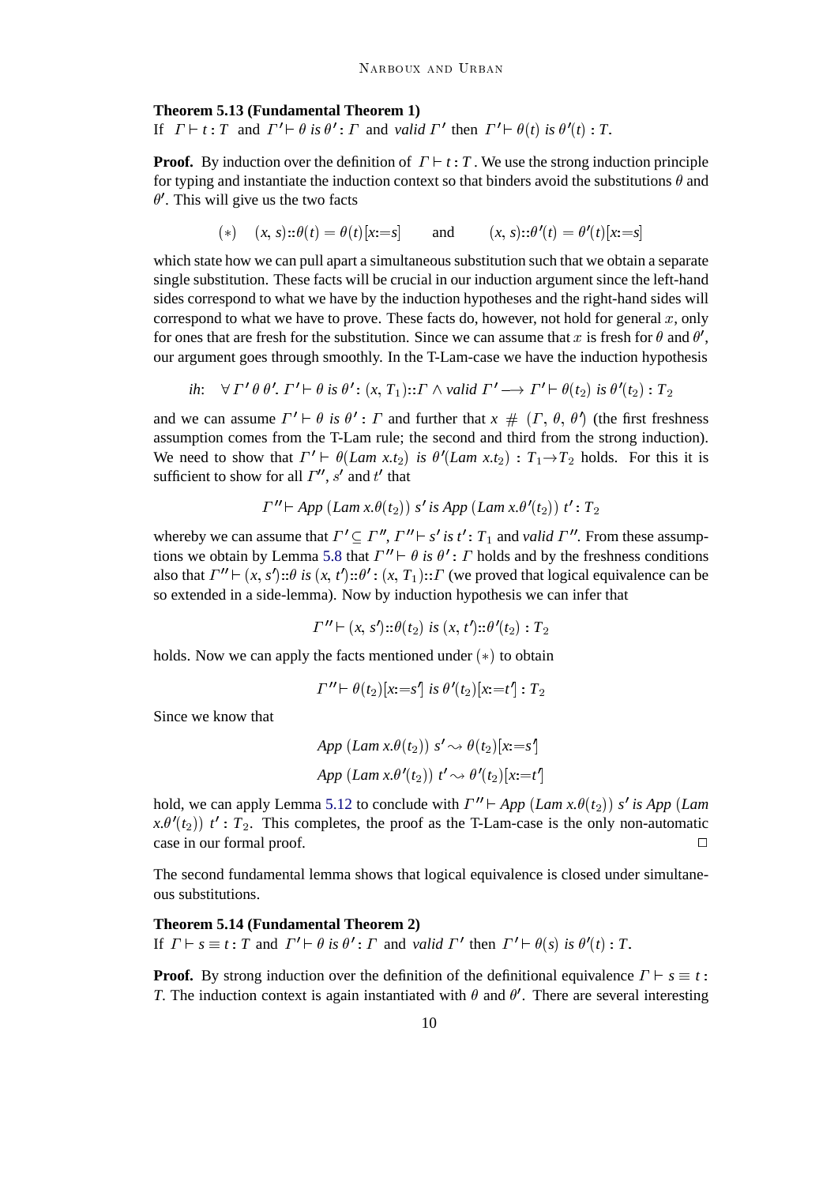**Theorem 5.13 (Fundamental Theorem 1)**
If $\Gamma \vdash t : T$ and $\Gamma' \vdash \theta$ *is* $\theta' : \Gamma$ and *valid* $\Gamma'$ then $\Gamma' \vdash \theta(t)$ *is* $\theta'(t) : T$.

**Proof.** By induction over the definition of $\Gamma \vdash t : T$. We use the strong induction principle for typing and instantiate the induction context so that binders avoid the substitutions $\theta$ and $\theta'$. This will give us the two facts

$$(*) \quad (x, s)::\theta(t) = \theta(t)[x{:=}s] \qquad \text{and} \qquad (x, s)::\theta'(t) = \theta'(t)[x{:=}s]$$

which state how we can pull apart a simultaneous substitution such that we obtain a separate single substitution. These facts will be crucial in our induction argument since the left-hand sides correspond to what we have by the induction hypotheses and the right-hand sides will correspond to what we have to prove. These facts do, however, not hold for general $x$, only for ones that are fresh for the substitution. Since we can assume that $x$ is fresh for $\theta$ and $\theta'$, our argument goes through smoothly. In the T-Lam-case we have the induction hypothesis

$$ih: \quad \forall\, \Gamma'\, \theta\, \theta'.\; \Gamma' \vdash \theta \textit{ is } \theta' : (x, T_1)::\Gamma \wedge \textit{valid } \Gamma' \longrightarrow \Gamma' \vdash \theta(t_2) \textit{ is } \theta'(t_2) : T_2$$

and we can assume $\Gamma' \vdash \theta$ *is* $\theta' : \Gamma$ and further that $x \;\#\; (\Gamma, \theta, \theta')$ (the first freshness assumption comes from the T-Lam rule; the second and third from the strong induction). We need to show that $\Gamma' \vdash \theta(\textit{Lam } x.t_2)$ *is* $\theta'(\textit{Lam } x.t_2) : T_1 \to T_2$ holds. For this it is sufficient to show for all $\Gamma''$, $s'$ and $t'$ that

$$\Gamma'' \vdash \textit{App}\ (\textit{Lam } x.\theta(t_2))\ s' \textit{ is } \textit{App}\ (\textit{Lam } x.\theta'(t_2))\ t' : T_2$$

whereby we can assume that $\Gamma' \subseteq \Gamma''$, $\Gamma'' \vdash s'$ *is* $t' : T_1$ and *valid* $\Gamma''$. From these assumptions we obtain by Lemma 5.8 that $\Gamma'' \vdash \theta$ *is* $\theta' : \Gamma$ holds and by the freshness conditions also that $\Gamma'' \vdash (x, s')::\theta$ *is* $(x, t')::\theta' : (x, T_1)::\Gamma$ (we proved that logical equivalence can be so extended in a side-lemma). Now by induction hypothesis we can infer that

$$\Gamma'' \vdash (x, s')::\theta(t_2) \textit{ is } (x, t')::\theta'(t_2) : T_2$$

holds. Now we can apply the facts mentioned under $(*)$ to obtain

$$\Gamma'' \vdash \theta(t_2)[x{:=}s'] \textit{ is } \theta'(t_2)[x{:=}t'] : T_2$$

Since we know that

$$\textit{App}\ (\textit{Lam } x.\theta(t_2))\ s' \rightsquigarrow \theta(t_2)[x{:=}s']$$
$$\textit{App}\ (\textit{Lam } x.\theta'(t_2))\ t' \rightsquigarrow \theta'(t_2)[x{:=}t']$$

hold, we can apply Lemma 5.12 to conclude with $\Gamma'' \vdash \textit{App}\ (\textit{Lam } x.\theta(t_2))\ s'$ *is* $\textit{App}\ (\textit{Lam } x.\theta'(t_2))\ t' : T_2$. This completes, the proof as the T-Lam-case is the only non-automatic case in our formal proof. □

The second fundamental lemma shows that logical equivalence is closed under simultaneous substitutions.

**Theorem 5.14 (Fundamental Theorem 2)**
If $\Gamma \vdash s \equiv t : T$ and $\Gamma' \vdash \theta$ *is* $\theta' : \Gamma$ and *valid* $\Gamma'$ then $\Gamma' \vdash \theta(s)$ *is* $\theta'(t) : T$.

**Proof.** By strong induction over the definition of the definitional equivalence $\Gamma \vdash s \equiv t : T$. The induction context is again instantiated with $\theta$ and $\theta'$. There are several interesting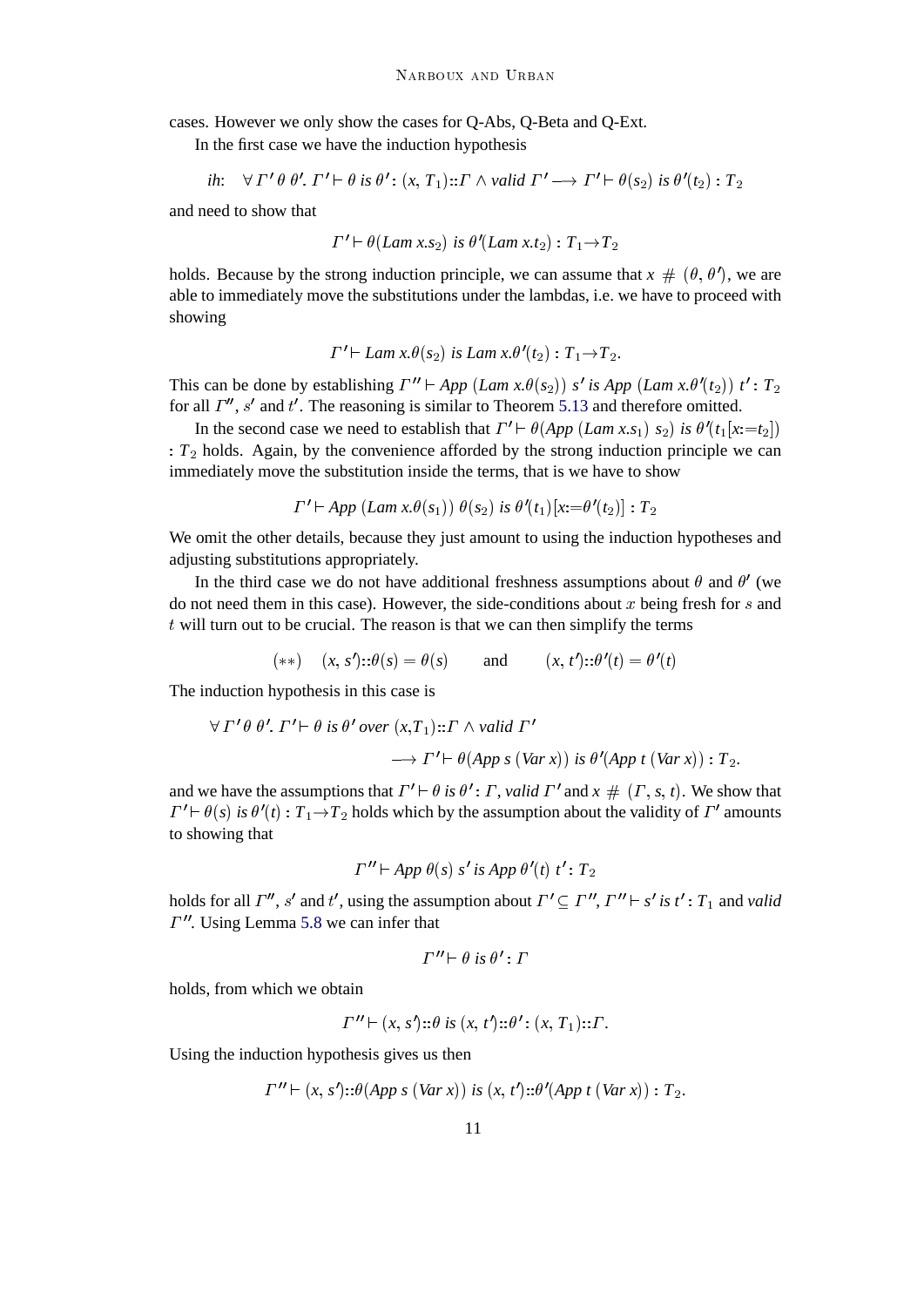cases. However we only show the cases for Q-Abs, Q-Beta and Q-Ext.

In the first case we have the induction hypothesis

$$ih: \quad \forall\, \Gamma'\ \theta\ \theta'.\ \Gamma' \vdash \theta \textit{ is } \theta' : (x, T_1)::\Gamma \wedge \textit{valid } \Gamma' \longrightarrow \Gamma' \vdash \theta(s_2) \textit{ is } \theta'(t_2) : T_2$$

and need to show that

$$\Gamma' \vdash \theta(\textit{Lam } x.s_2) \textit{ is } \theta'(\textit{Lam } x.t_2) : T_1 \rightarrow T_2$$

holds. Because by the strong induction principle, we can assume that $x \ \#\ (\theta, \theta')$, we are able to immediately move the substitutions under the lambdas, i.e. we have to proceed with showing

$$\Gamma' \vdash \textit{Lam } x.\theta(s_2) \textit{ is Lam } x.\theta'(t_2) : T_1 \rightarrow T_2.$$

This can be done by establishing $\Gamma'' \vdash \textit{App } (\textit{Lam } x.\theta(s_2))\ s' \textit{ is App } (\textit{Lam } x.\theta'(t_2))\ t' : T_2$ for all $\Gamma''$, $s'$ and $t'$. The reasoning is similar to Theorem 5.13 and therefore omitted.

In the second case we need to establish that $\Gamma' \vdash \theta(\textit{App } (\textit{Lam } x.s_1)\ s_2) \textit{ is } \theta'(t_1[x{:=}t_2]) : T_2$ holds. Again, by the convenience afforded by the strong induction principle we can immediately move the substitution inside the terms, that is we have to show

$$\Gamma' \vdash \textit{App } (\textit{Lam } x.\theta(s_1))\ \theta(s_2) \textit{ is } \theta'(t_1)[x{:=}\theta'(t_2)] : T_2$$

We omit the other details, because they just amount to using the induction hypotheses and adjusting substitutions appropriately.

In the third case we do not have additional freshness assumptions about $\theta$ and $\theta'$ (we do not need them in this case). However, the side-conditions about $x$ being fresh for $s$ and $t$ will turn out to be crucial. The reason is that we can then simplify the terms

$$(**) \quad (x, s')::\theta(s) = \theta(s) \qquad \text{and} \qquad (x, t')::\theta'(t) = \theta'(t)$$

The induction hypothesis in this case is

$$\forall\, \Gamma'\ \theta\ \theta'.\ \Gamma' \vdash \theta \textit{ is } \theta' \textit{ over } (x,T_1)::\Gamma \wedge \textit{valid } \Gamma'$$
$$\longrightarrow \Gamma' \vdash \theta(\textit{App } s\ (\textit{Var } x)) \textit{ is } \theta'(\textit{App } t\ (\textit{Var } x)) : T_2.$$

and we have the assumptions that $\Gamma' \vdash \theta \textit{ is } \theta' : \Gamma$, $\textit{valid } \Gamma'$ and $x \ \#\ (\Gamma, s, t)$. We show that $\Gamma' \vdash \theta(s) \textit{ is } \theta'(t) : T_1 \rightarrow T_2$ holds which by the assumption about the validity of $\Gamma'$ amounts to showing that

$$\Gamma'' \vdash \textit{App } \theta(s)\ s' \textit{ is App } \theta'(t)\ t' : T_2$$

holds for all $\Gamma''$, $s'$ and $t'$, using the assumption about $\Gamma' \subseteq \Gamma''$, $\Gamma'' \vdash s' \textit{ is } t' : T_1$ and *valid* $\Gamma''$. Using Lemma 5.8 we can infer that

$$\Gamma'' \vdash \theta \textit{ is } \theta' : \Gamma$$

holds, from which we obtain

$$\Gamma'' \vdash (x, s')::\theta \textit{ is } (x, t')::\theta' : (x, T_1)::\Gamma.$$

Using the induction hypothesis gives us then

$$\Gamma'' \vdash (x, s')::\theta(\textit{App } s\ (\textit{Var } x)) \textit{ is } (x, t')::\theta'(\textit{App } t\ (\textit{Var } x)) : T_2.$$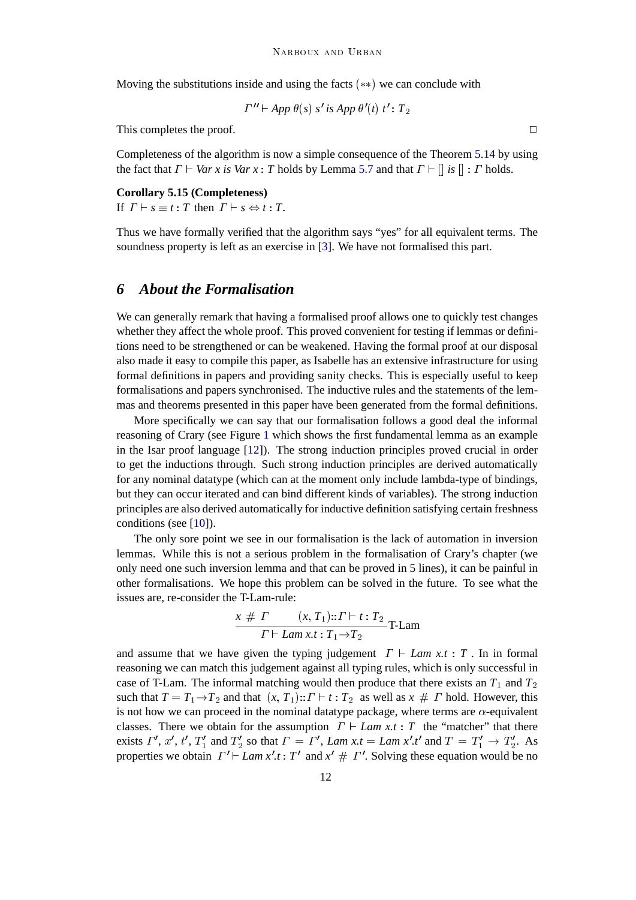Moving the substitutions inside and using the facts $(**)$ we can conclude with

$$\Gamma'' \vdash App\ \theta(s)\ s'\ is\ App\ \theta'(t)\ t' : T_2$$

This completes the proof. □

Completeness of the algorithm is now a simple consequence of the Theorem 5.14 by using the fact that $\Gamma \vdash Var\ x\ is\ Var\ x : T$ holds by Lemma 5.7 and that $\Gamma \vdash []\ is\ [] : \Gamma$ holds.

**Corollary 5.15 (Completeness)**
If $\Gamma \vdash s \equiv t : T$ then $\Gamma \vdash s \Leftrightarrow t : T$.

Thus we have formally verified that the algorithm says "yes" for all equivalent terms. The soundness property is left as an exercise in [3]. We have not formalised this part.

## 6 *About the Formalisation*

We can generally remark that having a formalised proof allows one to quickly test changes whether they affect the whole proof. This proved convenient for testing if lemmas or definitions need to be strengthened or can be weakened. Having the formal proof at our disposal also made it easy to compile this paper, as Isabelle has an extensive infrastructure for using formal definitions in papers and providing sanity checks. This is especially useful to keep formalisations and papers synchronised. The inductive rules and the statements of the lemmas and theorems presented in this paper have been generated from the formal definitions.

More specifically we can say that our formalisation follows a good deal the informal reasoning of Crary (see Figure 1 which shows the first fundamental lemma as an example in the Isar proof language [12]). The strong induction principles proved crucial in order to get the inductions through. Such strong induction principles are derived automatically for any nominal datatype (which can at the moment only include lambda-type of bindings, but they can occur iterated and can bind different kinds of variables). The strong induction principles are also derived automatically for inductive definition satisfying certain freshness conditions (see [10]).

The only sore point we see in our formalisation is the lack of automation in inversion lemmas. While this is not a serious problem in the formalisation of Crary's chapter (we only need one such inversion lemma and that can be proved in 5 lines), it can be painful in other formalisations. We hope this problem can be solved in the future. To see what the issues are, re-consider the T-Lam-rule:

$$\frac{x \# \Gamma \qquad (x, T_1)::\Gamma \vdash t : T_2}{\Gamma \vdash Lam\ x.t : T_1 \rightarrow T_2}\text{T-Lam}$$

and assume that we have given the typing judgement $\Gamma \vdash Lam\ x.t : T$. In in formal reasoning we can match this judgement against all typing rules, which is only successful in case of T-Lam. The informal matching would then produce that there exists an $T_1$ and $T_2$ such that $T = T_1 \rightarrow T_2$ and that $(x, T_1)::\Gamma \vdash t : T_2$ as well as $x \# \Gamma$ hold. However, this is not how we can proceed in the nominal datatype package, where terms are $\alpha$-equivalent classes. There we obtain for the assumption $\Gamma \vdash Lam\ x.t : T$ the "matcher" that there exists $\Gamma'$, $x'$, $t'$, $T_1'$ and $T_2'$ so that $\Gamma = \Gamma'$, $Lam\ x.t = Lam\ x'.t'$ and $T = T_1' \rightarrow T_2'$. As properties we obtain $\Gamma' \vdash Lam\ x'.t : T'$ and $x' \# \Gamma'$. Solving these equation would be no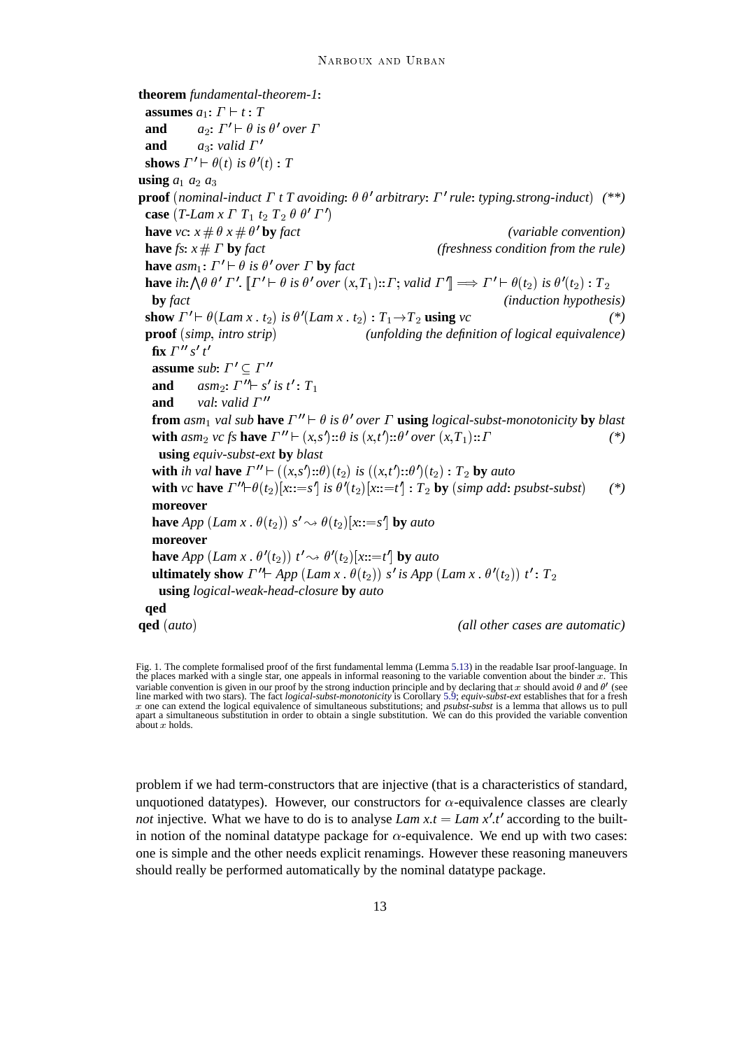```
theorem fundamental-theorem-1:
  assumes a1: Γ ⊢ t : T
  and     a2: Γ' ⊢ θ is θ' over Γ
  and     a3: valid Γ'
  shows Γ' ⊢ θ(t) is θ'(t) : T
using a1 a2 a3
proof (nominal-induct Γ t T avoiding: θ θ' arbitrary: Γ' rule: typing.strong-induct)  (**)
  case (T-Lam x Γ T1 t2 T2 θ θ' Γ')
  have vc: x # θ x # θ' by fact                                      (variable convention)
  have fs: x # Γ by fact                                 (freshness condition from the rule)
  have asm1: Γ' ⊢ θ is θ' over Γ by fact
  have ih: ⋀θ θ' Γ'. ⟦Γ' ⊢ θ is θ' over (x,T1)::Γ; valid Γ'⟧ ⟹ Γ' ⊢ θ(t2) is θ'(t2) : T2
    by fact                                                           (induction hypothesis)
  show Γ' ⊢ θ(Lam x . t2) is θ'(Lam x . t2) : T1→T2 using vc                             (*)
  proof (simp, intro strip)                   (unfolding the definition of logical equivalence)
    fix Γ'' s' t'
    assume sub: Γ' ⊆ Γ''
    and    asm2: Γ'' ⊢ s' is t' : T1
    and    val: valid Γ''
    from asm1 val sub have Γ'' ⊢ θ is θ' over Γ using logical-subst-monotonicity by blast
    with asm2 vc fs have Γ'' ⊢ (x,s')::θ is (x,t')::θ' over (x,T1)::Γ                    (*)
      using equiv-subst-ext by blast
    with ih val have Γ'' ⊢ ((x,s')::θ)(t2) is ((x,t')::θ')(t2) : T2 by auto
    with vc have Γ''⊢θ(t2)[x::=s'] is θ'(t2)[x::=t'] : T2 by (simp add: psubst-subst)      (*)
    moreover
    have App (Lam x . θ(t2)) s' ⇝ θ(t2)[x::=s'] by auto
    moreover
    have App (Lam x . θ'(t2)) t' ⇝ θ'(t2)[x::=t'] by auto
    ultimately show Γ''⊢ App (Lam x . θ(t2)) s' is App (Lam x . θ'(t2)) t' : T2
      using logical-weak-head-closure by auto
  qed
qed (auto)                                                     (all other cases are automatic)
```

Fig. 1. The complete formalised proof of the first fundamental lemma (Lemma 5.13) in the readable Isar proof-language. In the places marked with a single star, one appeals in informal reasoning to the variable convention about the binder $x$. This variable convention is given in our proof by the strong induction principle and by declaring that $x$ should avoid $\theta$ and $\theta'$ (see line marked with two stars). The fact *logical-subst-monotonicity* is Corollary 5.9; *equiv-subst-ext* establishes that for a fresh $x$ one can extend the logical equivalence of simultaneous substitutions; and *psubst-subst* is a lemma that allows us to pull apart a simultaneous substitution in order to obtain a single substitution. We can do this provided the variable convention about $x$ holds.

problem if we had term-constructors that are injective (that is a characteristics of standard, unquotioned datatypes). However, our constructors for $\alpha$-equivalence classes are clearly *not* injective. What we have to do is to analyse $Lam\ x.t = Lam\ x'.t'$ according to the built-in notion of the nominal datatype package for $\alpha$-equivalence. We end up with two cases: one is simple and the other needs explicit renamings. However these reasoning maneuvers should really be performed automatically by the nominal datatype package.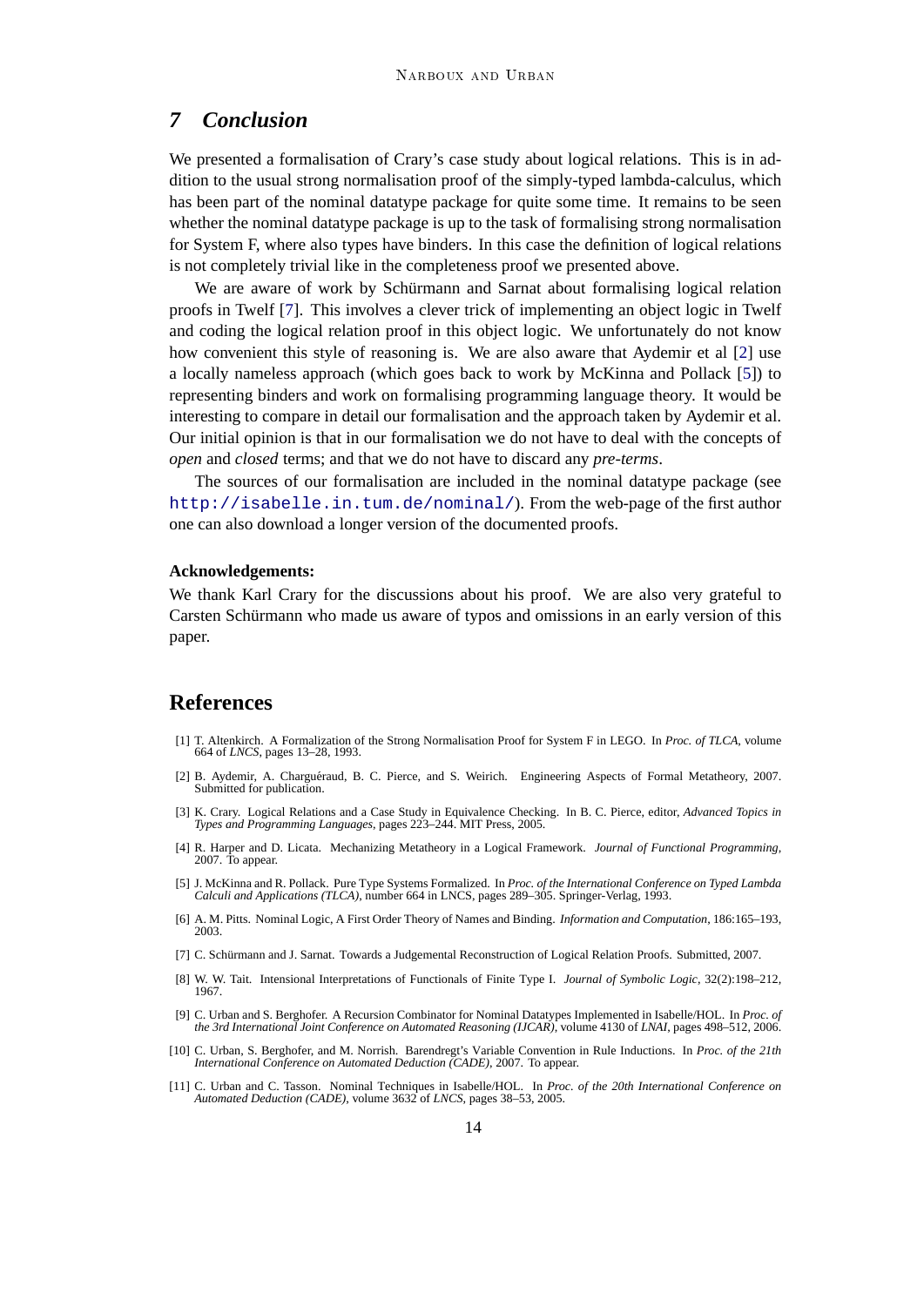## 7 *Conclusion*

We presented a formalisation of Crary's case study about logical relations. This is in addition to the usual strong normalisation proof of the simply-typed lambda-calculus, which has been part of the nominal datatype package for quite some time. It remains to be seen whether the nominal datatype package is up to the task of formalising strong normalisation for System F, where also types have binders. In this case the definition of logical relations is not completely trivial like in the completeness proof we presented above.

We are aware of work by Schürmann and Sarnat about formalising logical relation proofs in Twelf [7]. This involves a clever trick of implementing an object logic in Twelf and coding the logical relation proof in this object logic. We unfortunately do not know how convenient this style of reasoning is. We are also aware that Aydemir et al [2] use a locally nameless approach (which goes back to work by McKinna and Pollack [5]) to representing binders and work on formalising programming language theory. It would be interesting to compare in detail our formalisation and the approach taken by Aydemir et al. Our initial opinion is that in our formalisation we do not have to deal with the concepts of *open* and *closed* terms; and that we do not have to discard any *pre-terms*.

The sources of our formalisation are included in the nominal datatype package (see http://isabelle.in.tum.de/nominal/). From the web-page of the first author one can also download a longer version of the documented proofs.

**Acknowledgements:**

We thank Karl Crary for the discussions about his proof. We are also very grateful to Carsten Schürmann who made us aware of typos and omissions in an early version of this paper.

## References

[1] T. Altenkirch. A Formalization of the Strong Normalisation Proof for System F in LEGO. In *Proc. of TLCA*, volume 664 of *LNCS*, pages 13–28, 1993.

[2] B. Aydemir, A. Charguéraud, B. C. Pierce, and S. Weirich. Engineering Aspects of Formal Metatheory, 2007. Submitted for publication.

[3] K. Crary. Logical Relations and a Case Study in Equivalence Checking. In B. C. Pierce, editor, *Advanced Topics in Types and Programming Languages*, pages 223–244. MIT Press, 2005.

[4] R. Harper and D. Licata. Mechanizing Metatheory in a Logical Framework. *Journal of Functional Programming*, 2007. To appear.

[5] J. McKinna and R. Pollack. Pure Type Systems Formalized. In *Proc. of the International Conference on Typed Lambda Calculi and Applications (TLCA)*, number 664 in LNCS, pages 289–305. Springer-Verlag, 1993.

[6] A. M. Pitts. Nominal Logic, A First Order Theory of Names and Binding. *Information and Computation*, 186:165–193, 2003.

[7] C. Schürmann and J. Sarnat. Towards a Judgemental Reconstruction of Logical Relation Proofs. Submitted, 2007.

[8] W. W. Tait. Intensional Interpretations of Functionals of Finite Type I. *Journal of Symbolic Logic*, 32(2):198–212, 1967.

[9] C. Urban and S. Berghofer. A Recursion Combinator for Nominal Datatypes Implemented in Isabelle/HOL. In *Proc. of the 3rd International Joint Conference on Automated Reasoning (IJCAR)*, volume 4130 of *LNAI*, pages 498–512, 2006.

[10] C. Urban, S. Berghofer, and M. Norrish. Barendregt's Variable Convention in Rule Inductions. In *Proc. of the 21th International Conference on Automated Deduction (CADE)*, 2007. To appear.

[11] C. Urban and C. Tasson. Nominal Techniques in Isabelle/HOL. In *Proc. of the 20th International Conference on Automated Deduction (CADE)*, volume 3632 of *LNCS*, pages 38–53, 2005.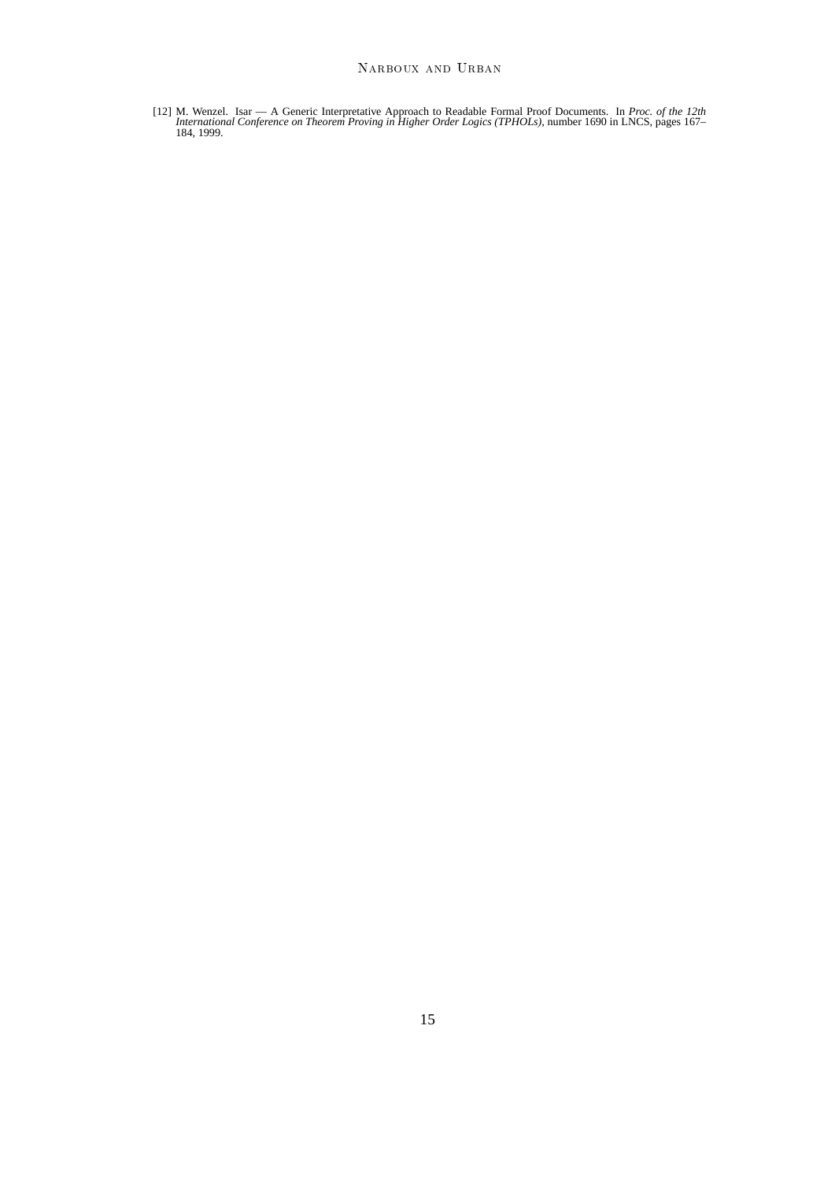[12] M. Wenzel. Isar — A Generic Interpretative Approach to Readable Formal Proof Documents. In *Proc. of the 12th International Conference on Theorem Proving in Higher Order Logics (TPHOLs)*, number 1690 in LNCS, pages 167–184, 1999.